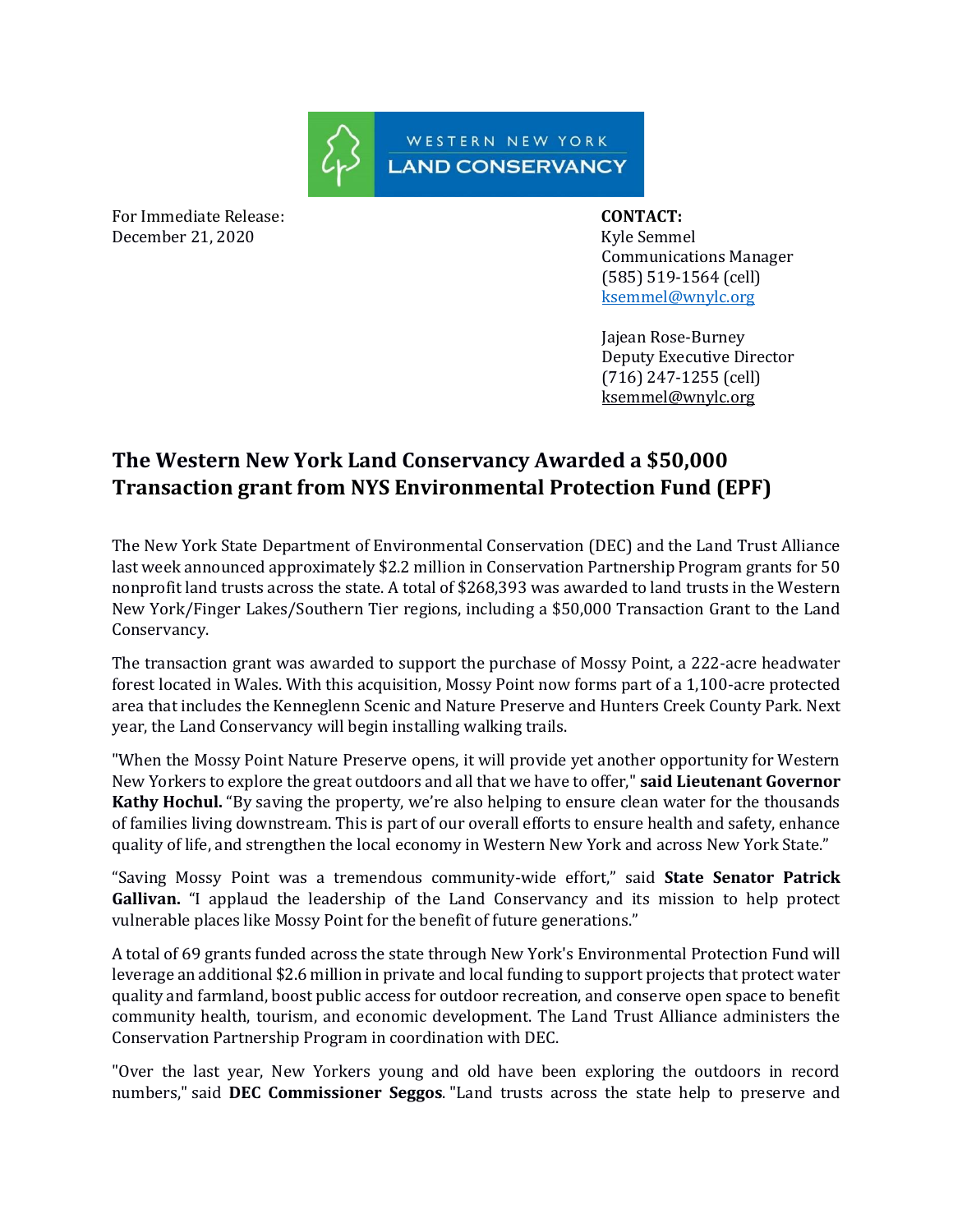WESTERN NEW YORK LAND CONSERVANCY

For Immediate Release:
December 21, 2020

**CONTACT:**
Kyle Semmel
Communications Manager
(585) 519-1564 (cell)
ksemmel@wnylc.org

Jajean Rose-Burney
Deputy Executive Director
(716) 247-1255 (cell)
ksemmel@wnylc.org

## The Western New York Land Conservancy Awarded a $50,000 Transaction grant from NYS Environmental Protection Fund (EPF)

The New York State Department of Environmental Conservation (DEC) and the Land Trust Alliance last week announced approximately $2.2 million in Conservation Partnership Program grants for 50 nonprofit land trusts across the state. A total of $268,393 was awarded to land trusts in the Western New York/Finger Lakes/Southern Tier regions, including a $50,000 Transaction Grant to the Land Conservancy.

The transaction grant was awarded to support the purchase of Mossy Point, a 222-acre headwater forest located in Wales. With this acquisition, Mossy Point now forms part of a 1,100-acre protected area that includes the Kenneglenn Scenic and Nature Preserve and Hunters Creek County Park. Next year, the Land Conservancy will begin installing walking trails.

"When the Mossy Point Nature Preserve opens, it will provide yet another opportunity for Western New Yorkers to explore the great outdoors and all that we have to offer," **said Lieutenant Governor Kathy Hochul.** "By saving the property, we're also helping to ensure clean water for the thousands of families living downstream. This is part of our overall efforts to ensure health and safety, enhance quality of life, and strengthen the local economy in Western New York and across New York State."

"Saving Mossy Point was a tremendous community-wide effort," said **State Senator Patrick Gallivan.** "I applaud the leadership of the Land Conservancy and its mission to help protect vulnerable places like Mossy Point for the benefit of future generations."

A total of 69 grants funded across the state through New York's Environmental Protection Fund will leverage an additional $2.6 million in private and local funding to support projects that protect water quality and farmland, boost public access for outdoor recreation, and conserve open space to benefit community health, tourism, and economic development. The Land Trust Alliance administers the Conservation Partnership Program in coordination with DEC.

"Over the last year, New Yorkers young and old have been exploring the outdoors in record numbers," said **DEC Commissioner Seggos**. "Land trusts across the state help to preserve and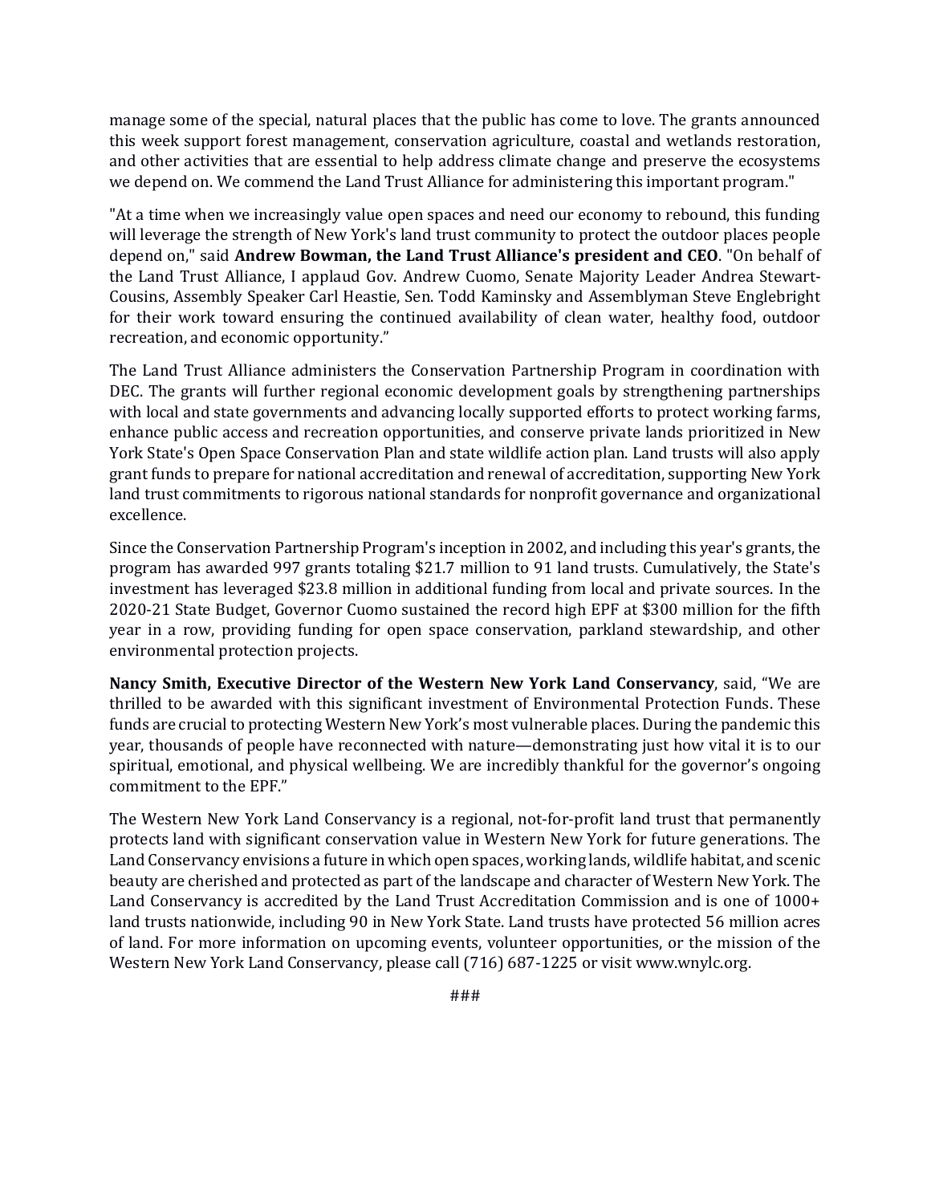manage some of the special, natural places that the public has come to love. The grants announced this week support forest management, conservation agriculture, coastal and wetlands restoration, and other activities that are essential to help address climate change and preserve the ecosystems we depend on. We commend the Land Trust Alliance for administering this important program."

"At a time when we increasingly value open spaces and need our economy to rebound, this funding will leverage the strength of New York's land trust community to protect the outdoor places people depend on," said **Andrew Bowman, the Land Trust Alliance's president and CEO**. "On behalf of the Land Trust Alliance, I applaud Gov. Andrew Cuomo, Senate Majority Leader Andrea Stewart-Cousins, Assembly Speaker Carl Heastie, Sen. Todd Kaminsky and Assemblyman Steve Englebright for their work toward ensuring the continued availability of clean water, healthy food, outdoor recreation, and economic opportunity."

The Land Trust Alliance administers the Conservation Partnership Program in coordination with DEC. The grants will further regional economic development goals by strengthening partnerships with local and state governments and advancing locally supported efforts to protect working farms, enhance public access and recreation opportunities, and conserve private lands prioritized in New York State's Open Space Conservation Plan and state wildlife action plan. Land trusts will also apply grant funds to prepare for national accreditation and renewal of accreditation, supporting New York land trust commitments to rigorous national standards for nonprofit governance and organizational excellence.

Since the Conservation Partnership Program's inception in 2002, and including this year's grants, the program has awarded 997 grants totaling $21.7 million to 91 land trusts. Cumulatively, the State's investment has leveraged $23.8 million in additional funding from local and private sources. In the 2020-21 State Budget, Governor Cuomo sustained the record high EPF at $300 million for the fifth year in a row, providing funding for open space conservation, parkland stewardship, and other environmental protection projects.

**Nancy Smith, Executive Director of the Western New York Land Conservancy**, said, "We are thrilled to be awarded with this significant investment of Environmental Protection Funds. These funds are crucial to protecting Western New York's most vulnerable places. During the pandemic this year, thousands of people have reconnected with nature—demonstrating just how vital it is to our spiritual, emotional, and physical wellbeing. We are incredibly thankful for the governor's ongoing commitment to the EPF."

The Western New York Land Conservancy is a regional, not-for-profit land trust that permanently protects land with significant conservation value in Western New York for future generations. The Land Conservancy envisions a future in which open spaces, working lands, wildlife habitat, and scenic beauty are cherished and protected as part of the landscape and character of Western New York. The Land Conservancy is accredited by the Land Trust Accreditation Commission and is one of 1000+ land trusts nationwide, including 90 in New York State. Land trusts have protected 56 million acres of land. For more information on upcoming events, volunteer opportunities, or the mission of the Western New York Land Conservancy, please call (716) 687-1225 or visit www.wnylc.org.

###